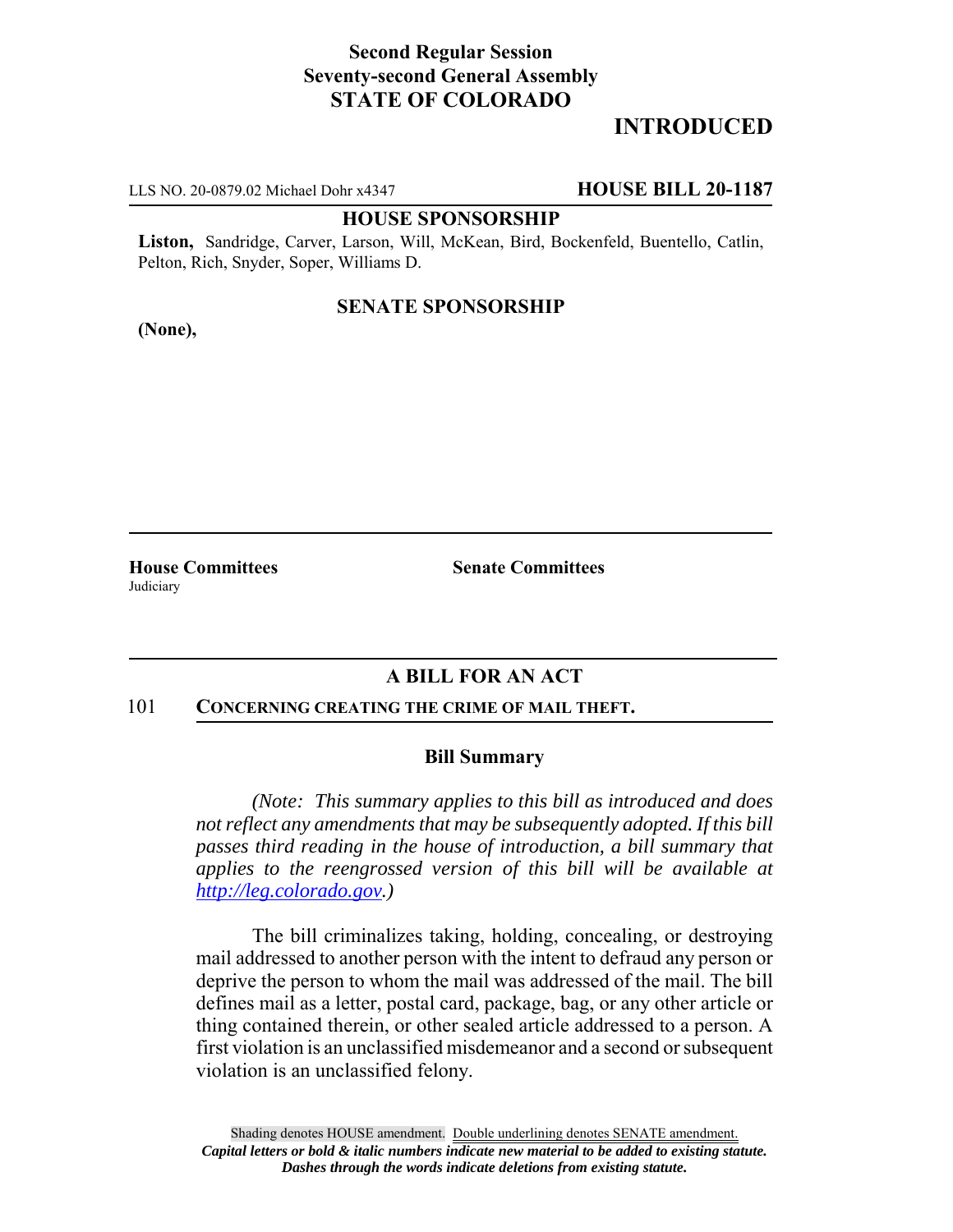**Second Regular Session**
**Seventy-second General Assembly**
**STATE OF COLORADO**

# INTRODUCED

LLS NO. 20-0879.02 Michael Dohr x4347 **HOUSE BILL 20-1187**

**HOUSE SPONSORSHIP**

**Liston,** Sandridge, Carver, Larson, Will, McKean, Bird, Bockenfeld, Buentello, Catlin, Pelton, Rich, Snyder, Soper, Williams D.

**SENATE SPONSORSHIP**

**(None),**

**House Committees**
Judiciary

**Senate Committees**

## A BILL FOR AN ACT

101 **CONCERNING CREATING THE CRIME OF MAIL THEFT.**

### Bill Summary

*(Note: This summary applies to this bill as introduced and does not reflect any amendments that may be subsequently adopted. If this bill passes third reading in the house of introduction, a bill summary that applies to the reengrossed version of this bill will be available at http://leg.colorado.gov.)*

The bill criminalizes taking, holding, concealing, or destroying mail addressed to another person with the intent to defraud any person or deprive the person to whom the mail was addressed of the mail. The bill defines mail as a letter, postal card, package, bag, or any other article or thing contained therein, or other sealed article addressed to a person. A first violation is an unclassified misdemeanor and a second or subsequent violation is an unclassified felony.

Shading denotes HOUSE amendment. Double underlining denotes SENATE amendment.
***Capital letters or bold & italic numbers indicate new material to be added to existing statute.***
***Dashes through the words indicate deletions from existing statute.***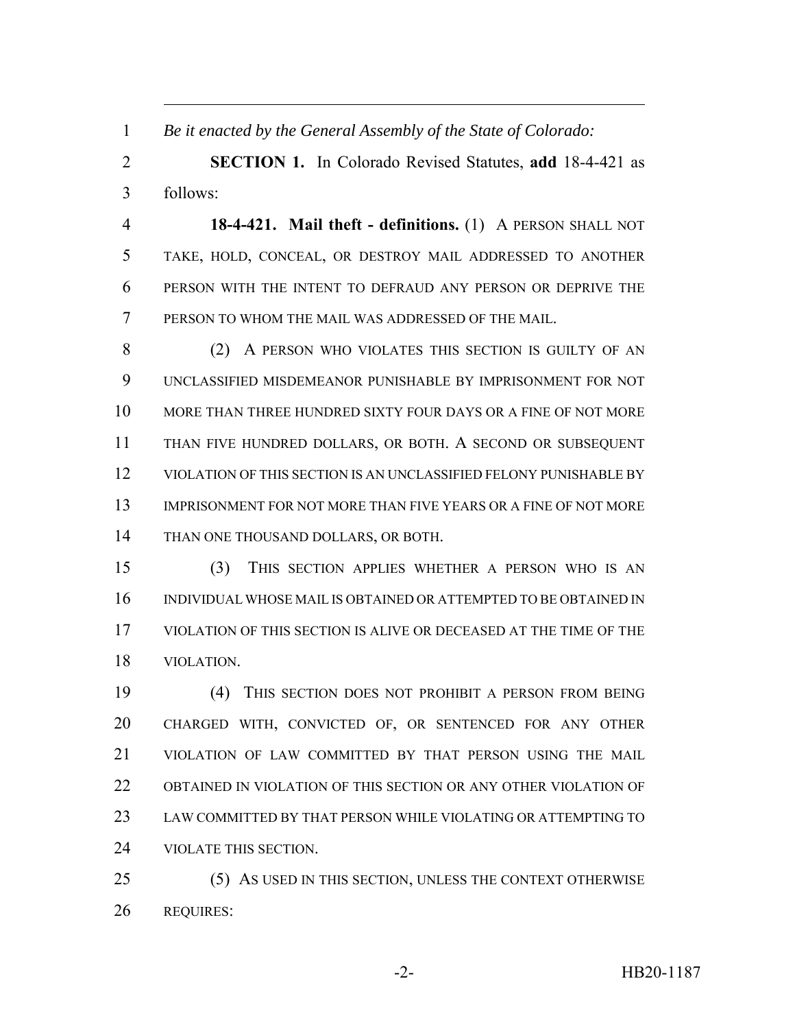*Be it enacted by the General Assembly of the State of Colorado:*

**SECTION 1.** In Colorado Revised Statutes, **add** 18-4-421 as follows:

**18-4-421. Mail theft - definitions.** (1) A PERSON SHALL NOT TAKE, HOLD, CONCEAL, OR DESTROY MAIL ADDRESSED TO ANOTHER PERSON WITH THE INTENT TO DEFRAUD ANY PERSON OR DEPRIVE THE PERSON TO WHOM THE MAIL WAS ADDRESSED OF THE MAIL.

(2) A PERSON WHO VIOLATES THIS SECTION IS GUILTY OF AN UNCLASSIFIED MISDEMEANOR PUNISHABLE BY IMPRISONMENT FOR NOT MORE THAN THREE HUNDRED SIXTY FOUR DAYS OR A FINE OF NOT MORE THAN FIVE HUNDRED DOLLARS, OR BOTH. A SECOND OR SUBSEQUENT VIOLATION OF THIS SECTION IS AN UNCLASSIFIED FELONY PUNISHABLE BY IMPRISONMENT FOR NOT MORE THAN FIVE YEARS OR A FINE OF NOT MORE THAN ONE THOUSAND DOLLARS, OR BOTH.

(3) THIS SECTION APPLIES WHETHER A PERSON WHO IS AN INDIVIDUAL WHOSE MAIL IS OBTAINED OR ATTEMPTED TO BE OBTAINED IN VIOLATION OF THIS SECTION IS ALIVE OR DECEASED AT THE TIME OF THE VIOLATION.

(4) THIS SECTION DOES NOT PROHIBIT A PERSON FROM BEING CHARGED WITH, CONVICTED OF, OR SENTENCED FOR ANY OTHER VIOLATION OF LAW COMMITTED BY THAT PERSON USING THE MAIL OBTAINED IN VIOLATION OF THIS SECTION OR ANY OTHER VIOLATION OF LAW COMMITTED BY THAT PERSON WHILE VIOLATING OR ATTEMPTING TO VIOLATE THIS SECTION.

(5) AS USED IN THIS SECTION, UNLESS THE CONTEXT OTHERWISE REQUIRES: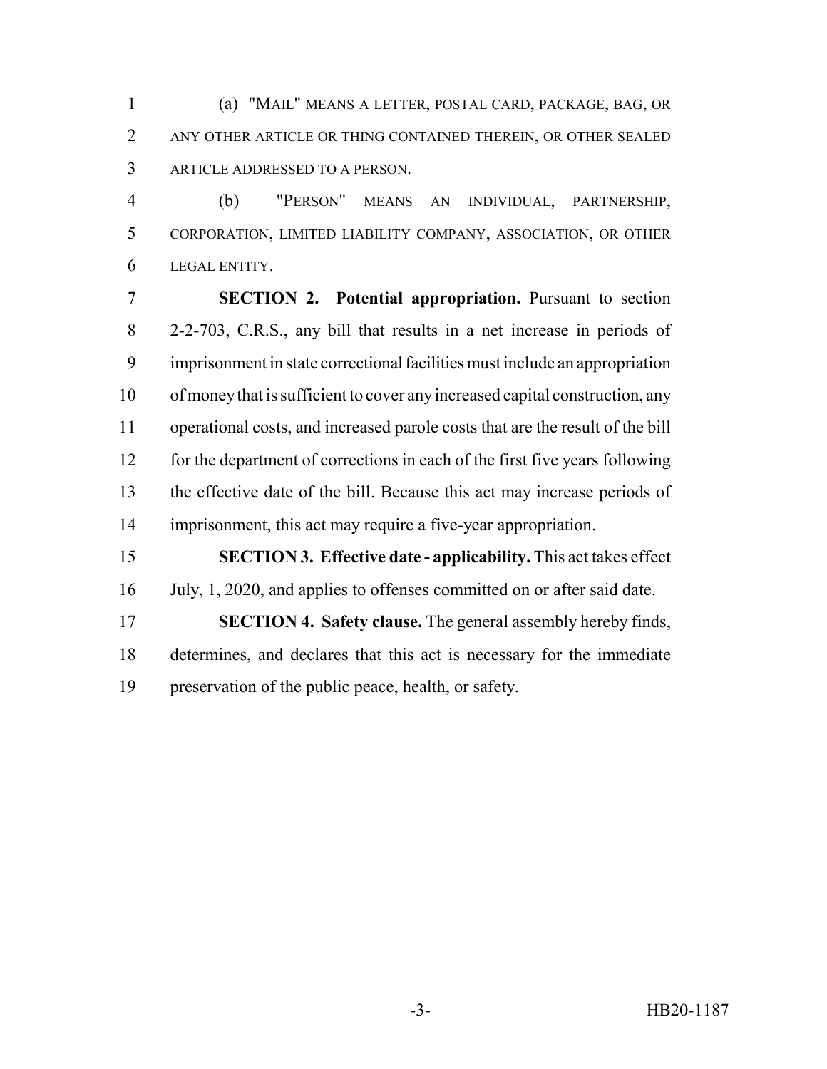(a) "MAIL" MEANS A LETTER, POSTAL CARD, PACKAGE, BAG, OR ANY OTHER ARTICLE OR THING CONTAINED THEREIN, OR OTHER SEALED ARTICLE ADDRESSED TO A PERSON.

(b) "PERSON" MEANS AN INDIVIDUAL, PARTNERSHIP, CORPORATION, LIMITED LIABILITY COMPANY, ASSOCIATION, OR OTHER LEGAL ENTITY.

**SECTION 2. Potential appropriation.** Pursuant to section 2-2-703, C.R.S., any bill that results in a net increase in periods of imprisonment in state correctional facilities must include an appropriation of money that is sufficient to cover any increased capital construction, any operational costs, and increased parole costs that are the result of the bill for the department of corrections in each of the first five years following the effective date of the bill. Because this act may increase periods of imprisonment, this act may require a five-year appropriation.

**SECTION 3. Effective date - applicability.** This act takes effect July, 1, 2020, and applies to offenses committed on or after said date.

**SECTION 4. Safety clause.** The general assembly hereby finds, determines, and declares that this act is necessary for the immediate preservation of the public peace, health, or safety.